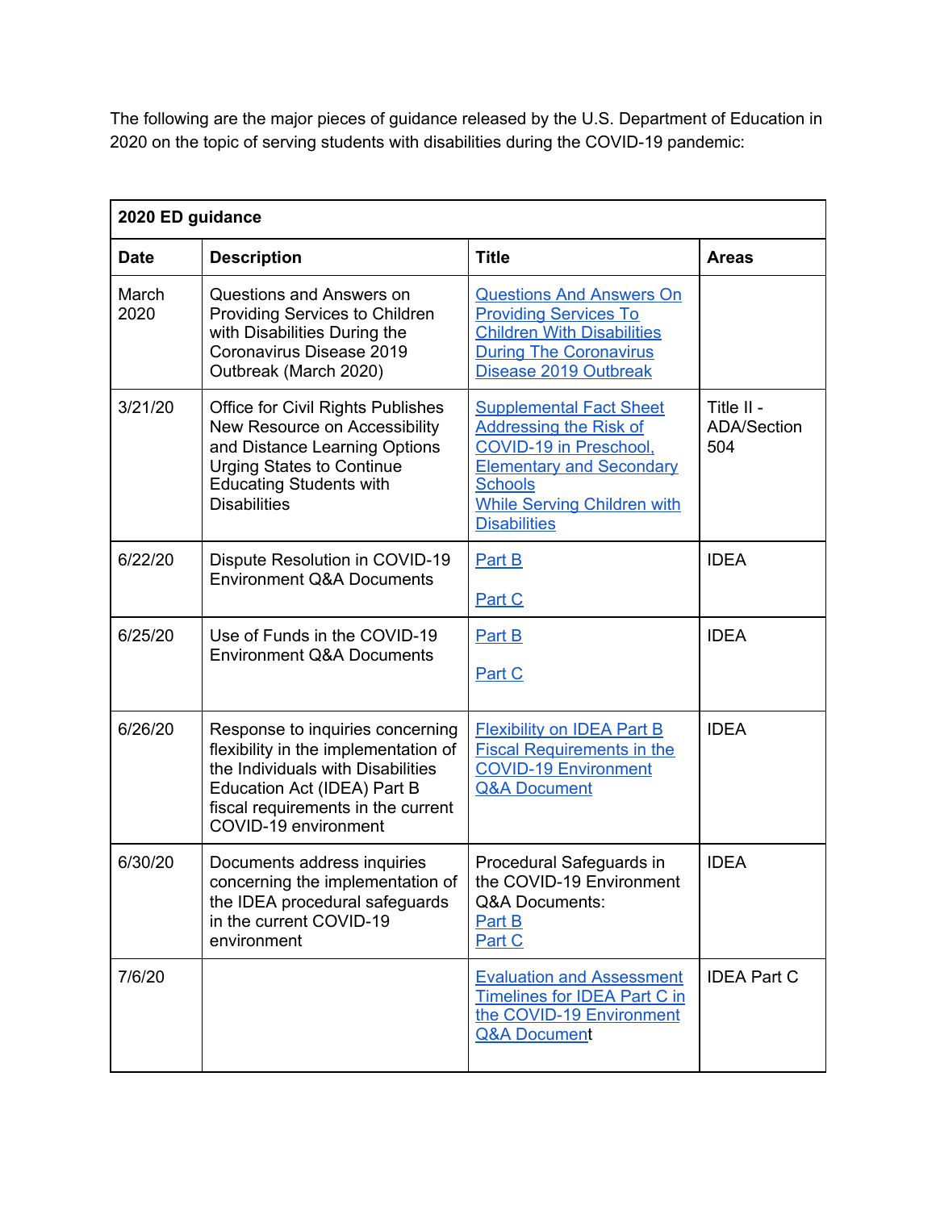The following are the major pieces of guidance released by the U.S. Department of Education in 2020 on the topic of serving students with disabilities during the COVID-19 pandemic:

| **2020 ED guidance** | | | |
|---|---|---|---|
| **Date** | **Description** | **Title** | **Areas** |
| March 2020 | Questions and Answers on Providing Services to Children with Disabilities During the Coronavirus Disease 2019 Outbreak (March 2020) | Questions And Answers On Providing Services To Children With Disabilities During The Coronavirus Disease 2019 Outbreak | |
| 3/21/20 | Office for Civil Rights Publishes New Resource on Accessibility and Distance Learning Options Urging States to Continue Educating Students with Disabilities | Supplemental Fact Sheet Addressing the Risk of COVID-19 in Preschool, Elementary and Secondary Schools While Serving Children with Disabilities | Title II - ADA/Section 504 |
| 6/22/20 | Dispute Resolution in COVID-19 Environment Q&A Documents | Part B<br><br>Part C | IDEA |
| 6/25/20 | Use of Funds in the COVID-19 Environment Q&A Documents | Part B<br><br>Part C | IDEA |
| 6/26/20 | Response to inquiries concerning flexibility in the implementation of the Individuals with Disabilities Education Act (IDEA) Part B fiscal requirements in the current COVID-19 environment | Flexibility on IDEA Part B Fiscal Requirements in the COVID-19 Environment Q&A Document | IDEA |
| 6/30/20 | Documents address inquiries concerning the implementation of the IDEA procedural safeguards in the current COVID-19 environment | Procedural Safeguards in the COVID-19 Environment Q&A Documents:<br>Part B<br>Part C | IDEA |
| 7/6/20 | | Evaluation and Assessment Timelines for IDEA Part C in the COVID-19 Environment Q&A Document | IDEA Part C |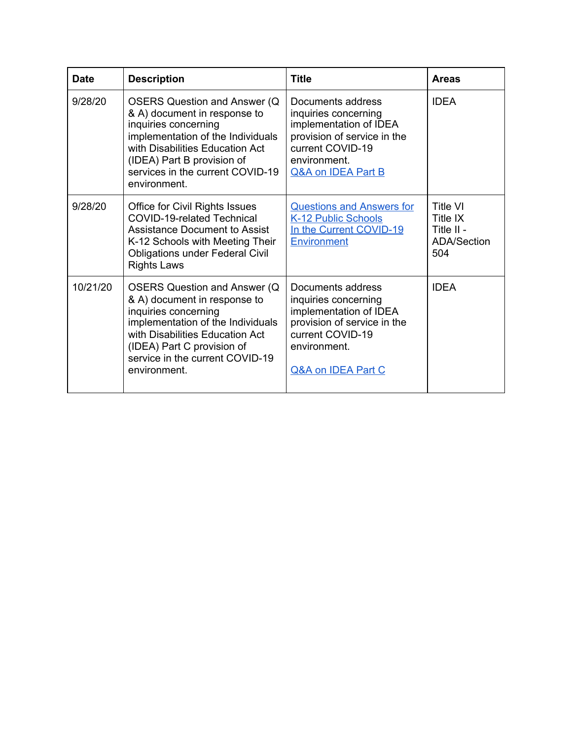| Date | Description | Title | Areas |
|---|---|---|---|
| 9/28/20 | OSERS Question and Answer (Q & A) document in response to inquiries concerning implementation of the Individuals with Disabilities Education Act (IDEA) Part B provision of services in the current COVID-19 environment. | Documents address inquiries concerning implementation of IDEA provision of service in the current COVID-19 environment. Q&A on IDEA Part B | IDEA |
| 9/28/20 | Office for Civil Rights Issues COVID-19-related Technical Assistance Document to Assist K-12 Schools with Meeting Their Obligations under Federal Civil Rights Laws | Questions and Answers for K-12 Public Schools In the Current COVID-19 Environment | Title VI Title IX Title II - ADA/Section 504 |
| 10/21/20 | OSERS Question and Answer (Q & A) document in response to inquiries concerning implementation of the Individuals with Disabilities Education Act (IDEA) Part C provision of service in the current COVID-19 environment. | Documents address inquiries concerning implementation of IDEA provision of service in the current COVID-19 environment. Q&A on IDEA Part C | IDEA |